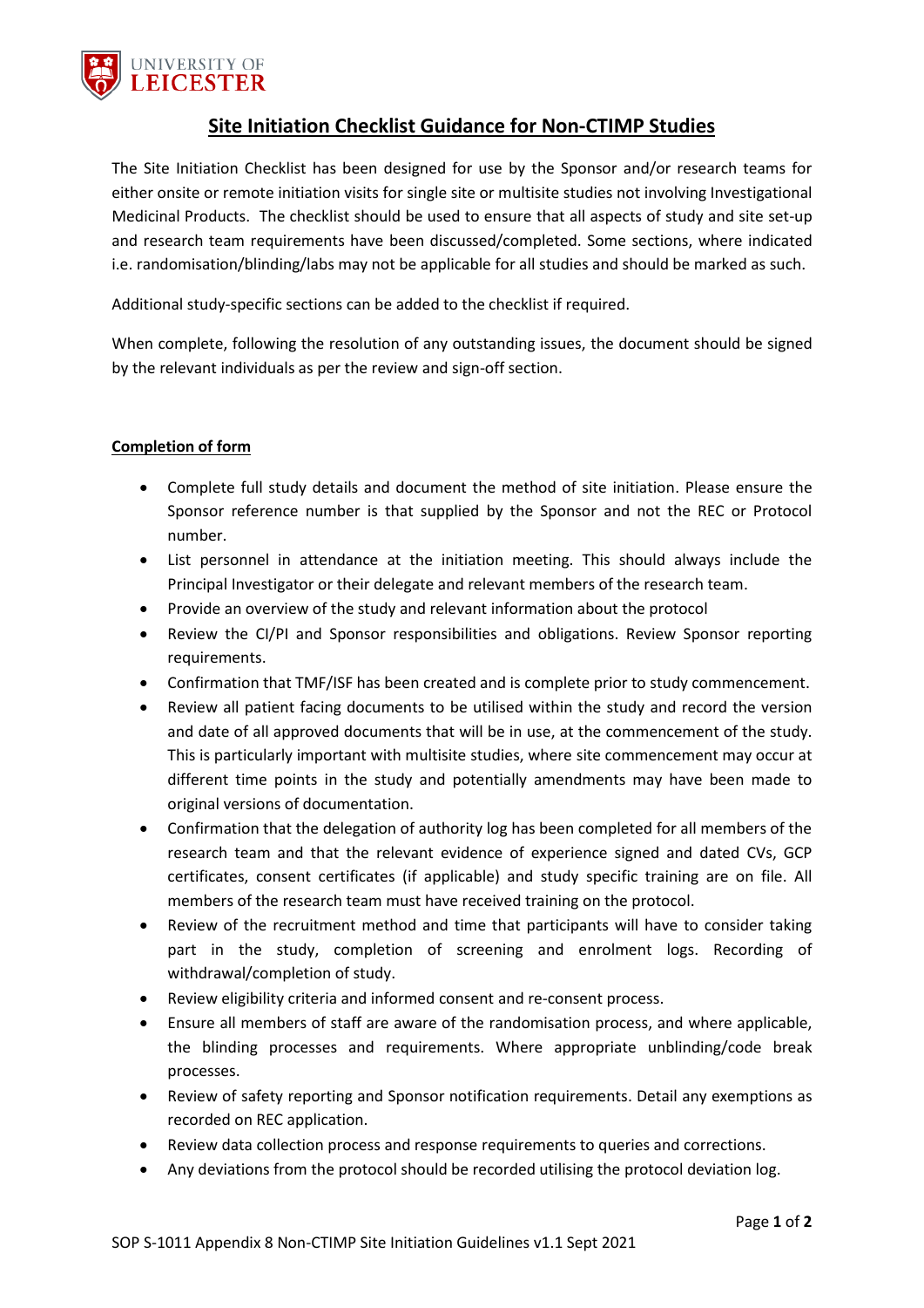# Site Initiation Checklist Guidance for Non-CTIMP Studies

The Site Initiation Checklist has been designed for use by the Sponsor and/or research teams for either onsite or remote initiation visits for single site or multisite studies not involving Investigational Medicinal Products. The checklist should be used to ensure that all aspects of study and site set-up and research team requirements have been discussed/completed. Some sections, where indicated i.e. randomisation/blinding/labs may not be applicable for all studies and should be marked as such.

Additional study-specific sections can be added to the checklist if required.

When complete, following the resolution of any outstanding issues, the document should be signed by the relevant individuals as per the review and sign-off section.

## Completion of form

- Complete full study details and document the method of site initiation. Please ensure the Sponsor reference number is that supplied by the Sponsor and not the REC or Protocol number.
- List personnel in attendance at the initiation meeting. This should always include the Principal Investigator or their delegate and relevant members of the research team.
- Provide an overview of the study and relevant information about the protocol
- Review the CI/PI and Sponsor responsibilities and obligations. Review Sponsor reporting requirements.
- Confirmation that TMF/ISF has been created and is complete prior to study commencement.
- Review all patient facing documents to be utilised within the study and record the version and date of all approved documents that will be in use, at the commencement of the study. This is particularly important with multisite studies, where site commencement may occur at different time points in the study and potentially amendments may have been made to original versions of documentation.
- Confirmation that the delegation of authority log has been completed for all members of the research team and that the relevant evidence of experience signed and dated CVs, GCP certificates, consent certificates (if applicable) and study specific training are on file. All members of the research team must have received training on the protocol.
- Review of the recruitment method and time that participants will have to consider taking part in the study, completion of screening and enrolment logs. Recording of withdrawal/completion of study.
- Review eligibility criteria and informed consent and re-consent process.
- Ensure all members of staff are aware of the randomisation process, and where applicable, the blinding processes and requirements. Where appropriate unblinding/code break processes.
- Review of safety reporting and Sponsor notification requirements. Detail any exemptions as recorded on REC application.
- Review data collection process and response requirements to queries and corrections.
- Any deviations from the protocol should be recorded utilising the protocol deviation log.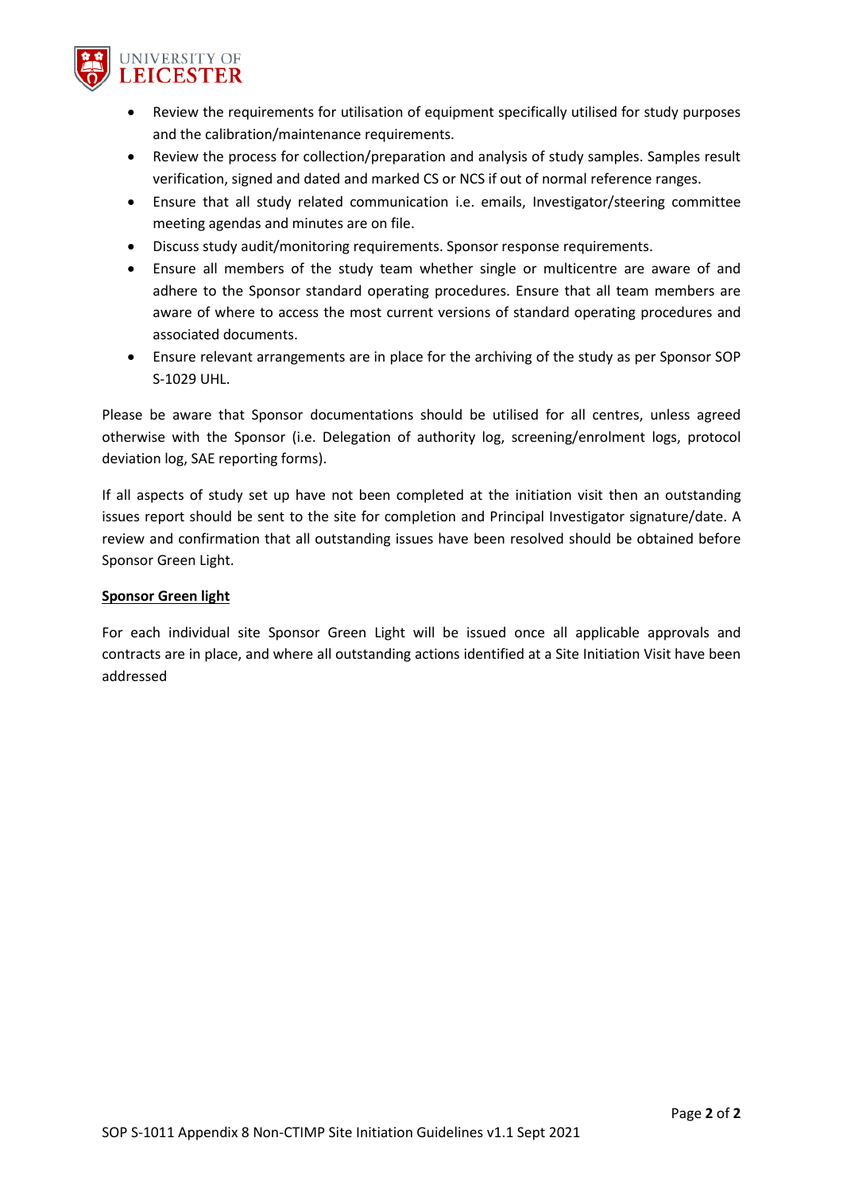- Review the requirements for utilisation of equipment specifically utilised for study purposes and the calibration/maintenance requirements.
- Review the process for collection/preparation and analysis of study samples. Samples result verification, signed and dated and marked CS or NCS if out of normal reference ranges.
- Ensure that all study related communication i.e. emails, Investigator/steering committee meeting agendas and minutes are on file.
- Discuss study audit/monitoring requirements. Sponsor response requirements.
- Ensure all members of the study team whether single or multicentre are aware of and adhere to the Sponsor standard operating procedures. Ensure that all team members are aware of where to access the most current versions of standard operating procedures and associated documents.
- Ensure relevant arrangements are in place for the archiving of the study as per Sponsor SOP S-1029 UHL.

Please be aware that Sponsor documentations should be utilised for all centres, unless agreed otherwise with the Sponsor (i.e. Delegation of authority log, screening/enrolment logs, protocol deviation log, SAE reporting forms).

If all aspects of study set up have not been completed at the initiation visit then an outstanding issues report should be sent to the site for completion and Principal Investigator signature/date. A review and confirmation that all outstanding issues have been resolved should be obtained before Sponsor Green Light.

**Sponsor Green light**

For each individual site Sponsor Green Light will be issued once all applicable approvals and contracts are in place, and where all outstanding actions identified at a Site Initiation Visit have been addressed